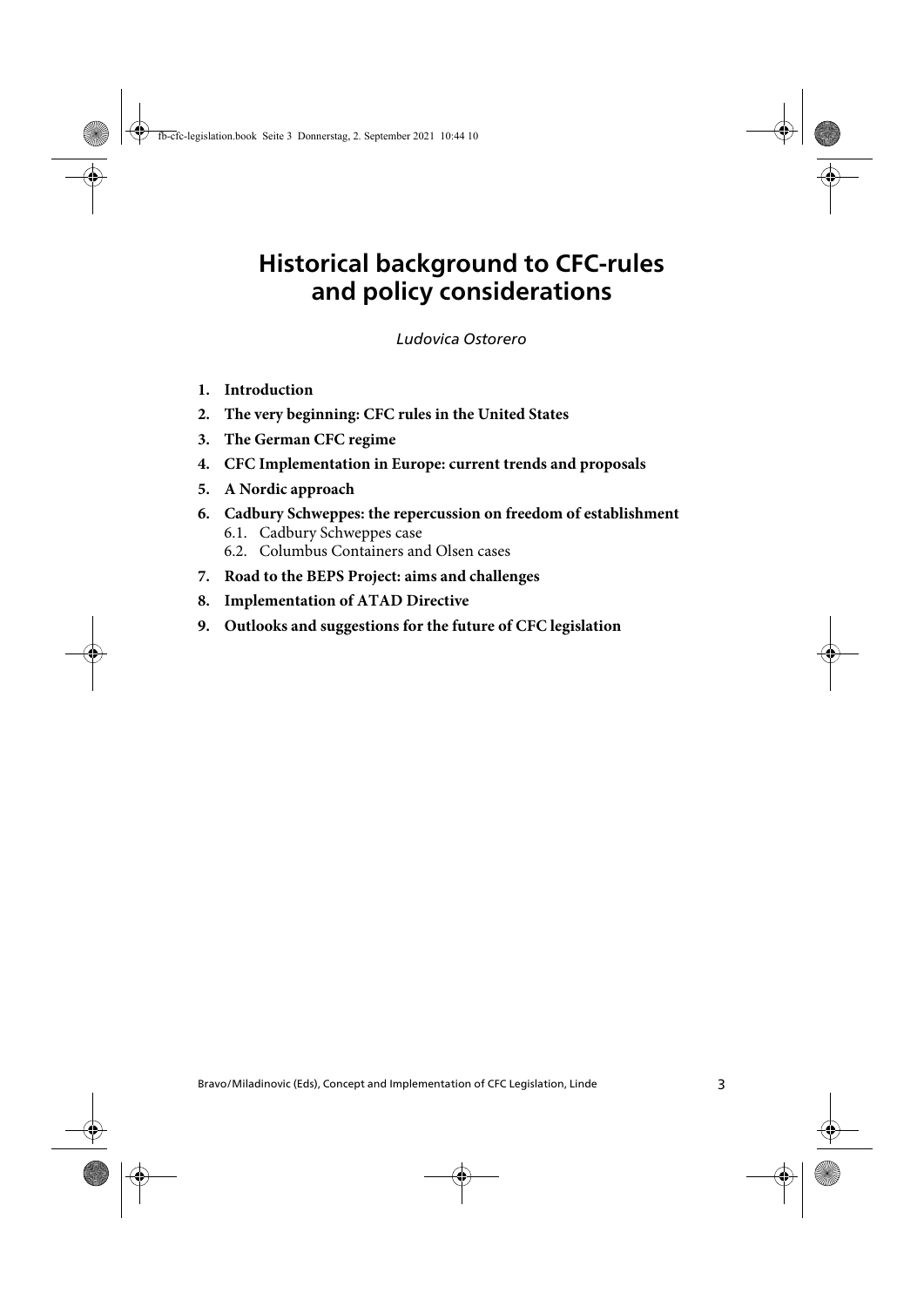# Historical background to CFC-rules and policy considerations

*Ludovica Ostorero*

1. **Introduction**
2. **The very beginning: CFC rules in the United States**
3. **The German CFC regime**
4. **CFC Implementation in Europe: current trends and proposals**
5. **A Nordic approach**
6. **Cadbury Schweppes: the repercussion on freedom of establishment**
   - 6.1. Cadbury Schweppes case
   - 6.2. Columbus Containers and Olsen cases
7. **Road to the BEPS Project: aims and challenges**
8. **Implementation of ATAD Directive**
9. **Outlooks and suggestions for the future of CFC legislation**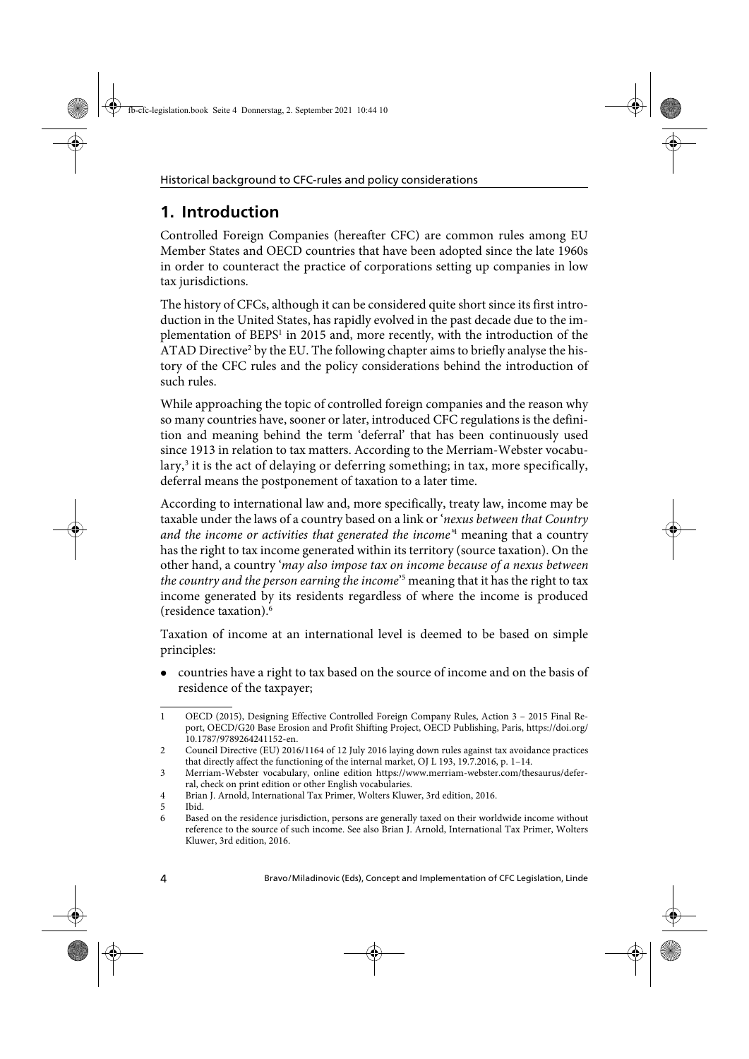## 1. Introduction

Controlled Foreign Companies (hereafter CFC) are common rules among EU Member States and OECD countries that have been adopted since the late 1960s in order to counteract the practice of corporations setting up companies in low tax jurisdictions.

The history of CFCs, although it can be considered quite short since its first introduction in the United States, has rapidly evolved in the past decade due to the implementation of BEPS[1] in 2015 and, more recently, with the introduction of the ATAD Directive[2] by the EU. The following chapter aims to briefly analyse the history of the CFC rules and the policy considerations behind the introduction of such rules.

While approaching the topic of controlled foreign companies and the reason why so many countries have, sooner or later, introduced CFC regulations is the definition and meaning behind the term 'deferral' that has been continuously used since 1913 in relation to tax matters. According to the Merriam-Webster vocabulary,[3] it is the act of delaying or deferring something; in tax, more specifically, deferral means the postponement of taxation to a later time.

According to international law and, more specifically, treaty law, income may be taxable under the laws of a country based on a link or '*nexus between that Country and the income or activities that generated the income*'[4] meaning that a country has the right to tax income generated within its territory (source taxation). On the other hand, a country '*may also impose tax on income because of a nexus between the country and the person earning the income*'[5] meaning that it has the right to tax income generated by its residents regardless of where the income is produced (residence taxation).[6]

Taxation of income at an international level is deemed to be based on simple principles:

- countries have a right to tax based on the source of income and on the basis of residence of the taxpayer;

---

1 OECD (2015), Designing Effective Controlled Foreign Company Rules, Action 3 – 2015 Final Report, OECD/G20 Base Erosion and Profit Shifting Project, OECD Publishing, Paris, https://doi.org/10.1787/9789264241152-en.

2 Council Directive (EU) 2016/1164 of 12 July 2016 laying down rules against tax avoidance practices that directly affect the functioning of the internal market, OJ L 193, 19.7.2016, p. 1–14.

3 Merriam-Webster vocabulary, online edition https://www.merriam-webster.com/thesaurus/deferral, check on print edition or other English vocabularies.

4 Brian J. Arnold, International Tax Primer, Wolters Kluwer, 3rd edition, 2016.

5 Ibid.

6 Based on the residence jurisdiction, persons are generally taxed on their worldwide income without reference to the source of such income. See also Brian J. Arnold, International Tax Primer, Wolters Kluwer, 3rd edition, 2016.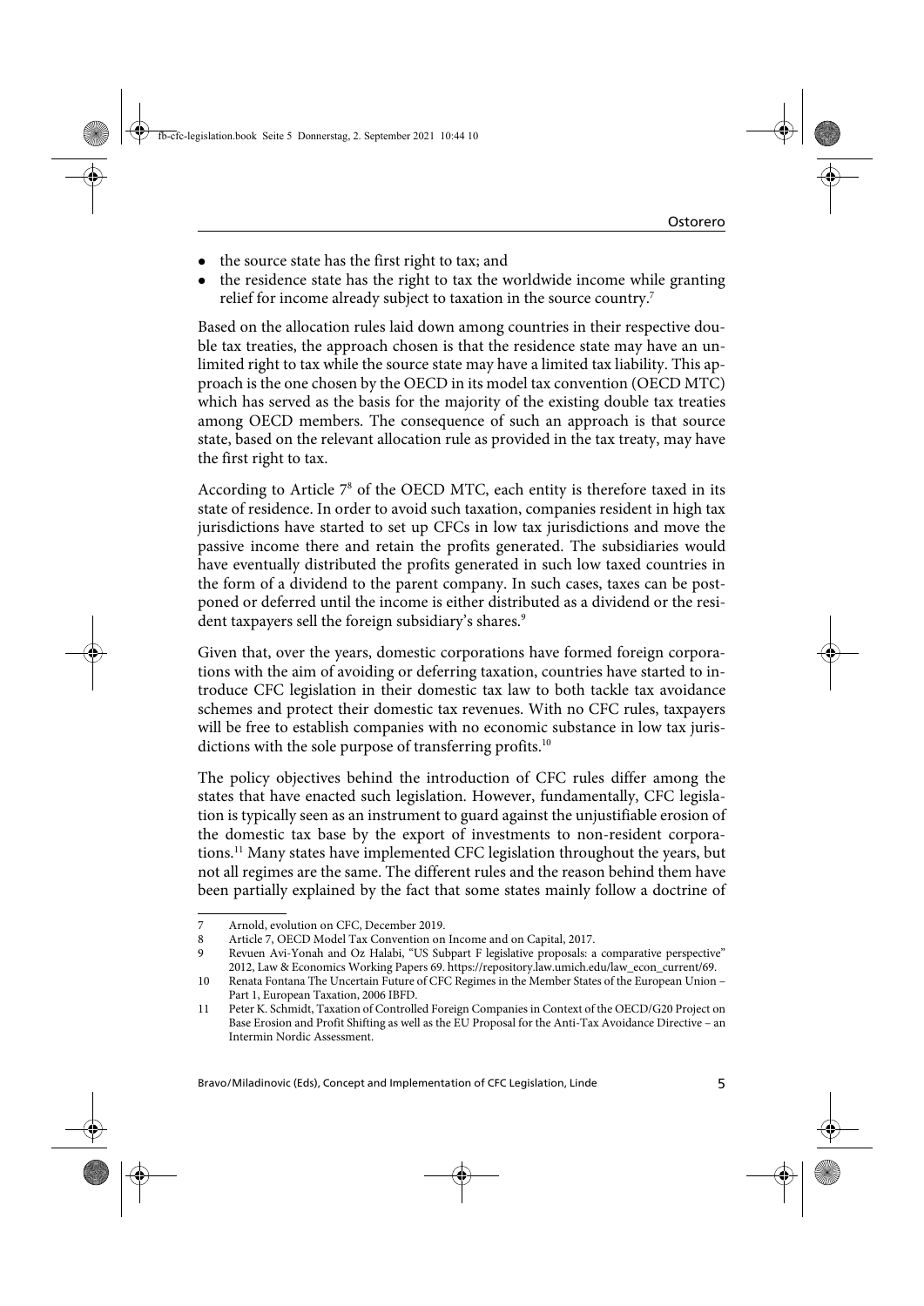- the source state has the first right to tax; and
- the residence state has the right to tax the worldwide income while granting relief for income already subject to taxation in the source country.[7]

Based on the allocation rules laid down among countries in their respective double tax treaties, the approach chosen is that the residence state may have an unlimited right to tax while the source state may have a limited tax liability. This approach is the one chosen by the OECD in its model tax convention (OECD MTC) which has served as the basis for the majority of the existing double tax treaties among OECD members. The consequence of such an approach is that source state, based on the relevant allocation rule as provided in the tax treaty, may have the first right to tax.

According to Article 7[8] of the OECD MTC, each entity is therefore taxed in its state of residence. In order to avoid such taxation, companies resident in high tax jurisdictions have started to set up CFCs in low tax jurisdictions and move the passive income there and retain the profits generated. The subsidiaries would have eventually distributed the profits generated in such low taxed countries in the form of a dividend to the parent company. In such cases, taxes can be postponed or deferred until the income is either distributed as a dividend or the resident taxpayers sell the foreign subsidiary's shares.[9]

Given that, over the years, domestic corporations have formed foreign corporations with the aim of avoiding or deferring taxation, countries have started to introduce CFC legislation in their domestic tax law to both tackle tax avoidance schemes and protect their domestic tax revenues. With no CFC rules, taxpayers will be free to establish companies with no economic substance in low tax jurisdictions with the sole purpose of transferring profits.[10]

The policy objectives behind the introduction of CFC rules differ among the states that have enacted such legislation. However, fundamentally, CFC legislation is typically seen as an instrument to guard against the unjustifiable erosion of the domestic tax base by the export of investments to non-resident corporations.[11] Many states have implemented CFC legislation throughout the years, but not all regimes are the same. The different rules and the reason behind them have been partially explained by the fact that some states mainly follow a doctrine of

---

7 Arnold, evolution on CFC, December 2019.

8 Article 7, OECD Model Tax Convention on Income and on Capital, 2017.

9 Revuen Avi-Yonah and Oz Halabi, "US Subpart F legislative proposals: a comparative perspective" 2012, Law & Economics Working Papers 69. https://repository.law.umich.edu/law_econ_current/69.

10 Renata Fontana The Uncertain Future of CFC Regimes in the Member States of the European Union – Part 1, European Taxation, 2006 IBFD.

11 Peter K. Schmidt, Taxation of Controlled Foreign Companies in Context of the OECD/G20 Project on Base Erosion and Profit Shifting as well as the EU Proposal for the Anti-Tax Avoidance Directive – an Intermin Nordic Assessment.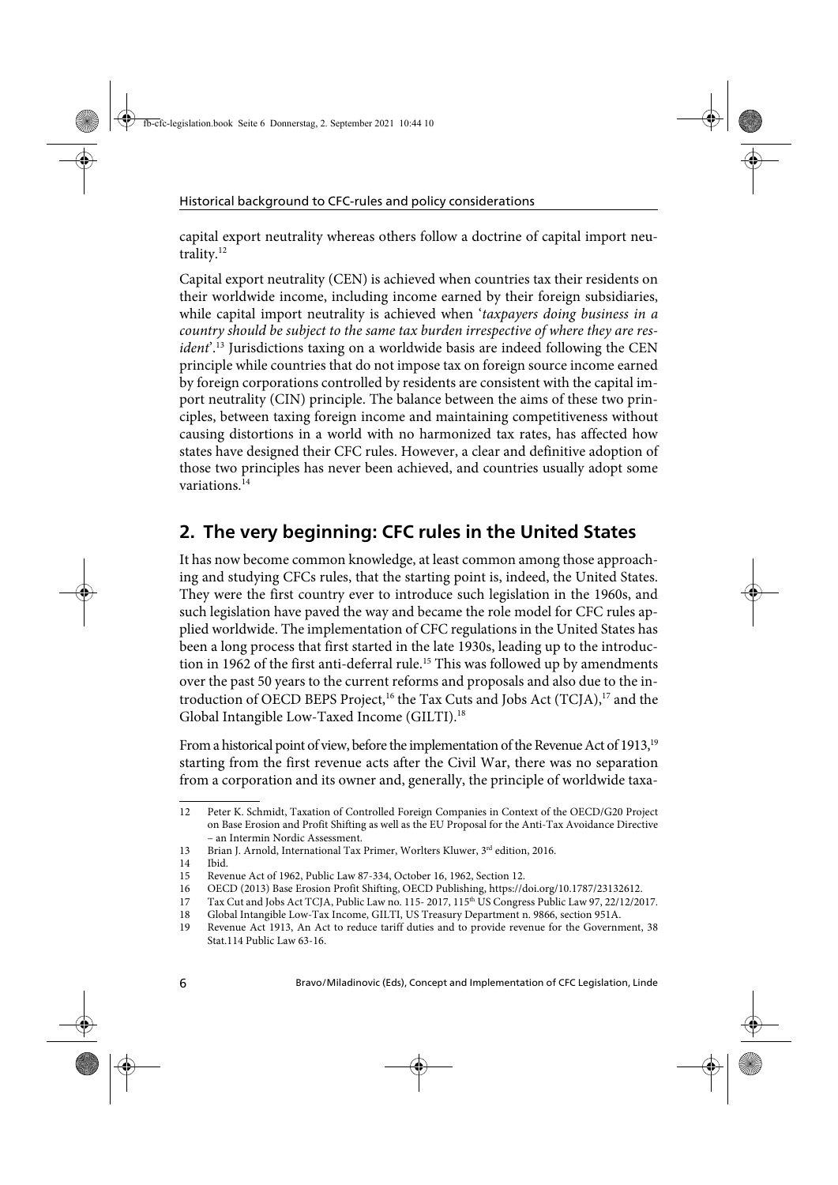capital export neutrality whereas others follow a doctrine of capital import neutrality.[12]

Capital export neutrality (CEN) is achieved when countries tax their residents on their worldwide income, including income earned by their foreign subsidiaries, while capital import neutrality is achieved when '*taxpayers doing business in a country should be subject to the same tax burden irrespective of where they are resident*'.[13] Jurisdictions taxing on a worldwide basis are indeed following the CEN principle while countries that do not impose tax on foreign source income earned by foreign corporations controlled by residents are consistent with the capital import neutrality (CIN) principle. The balance between the aims of these two principles, between taxing foreign income and maintaining competitiveness without causing distortions in a world with no harmonized tax rates, has affected how states have designed their CFC rules. However, a clear and definitive adoption of those two principles has never been achieved, and countries usually adopt some variations.[14]

## 2. The very beginning: CFC rules in the United States

It has now become common knowledge, at least common among those approaching and studying CFCs rules, that the starting point is, indeed, the United States. They were the first country ever to introduce such legislation in the 1960s, and such legislation have paved the way and became the role model for CFC rules applied worldwide. The implementation of CFC regulations in the United States has been a long process that first started in the late 1930s, leading up to the introduction in 1962 of the first anti-deferral rule.[15] This was followed up by amendments over the past 50 years to the current reforms and proposals and also due to the introduction of OECD BEPS Project,[16] the Tax Cuts and Jobs Act (TCJA),[17] and the Global Intangible Low-Taxed Income (GILTI).[18]

From a historical point of view, before the implementation of the Revenue Act of 1913,[19] starting from the first revenue acts after the Civil War, there was no separation from a corporation and its owner and, generally, the principle of worldwide taxa-

---

12 Peter K. Schmidt, Taxation of Controlled Foreign Companies in Context of the OECD/G20 Project on Base Erosion and Profit Shifting as well as the EU Proposal for the Anti-Tax Avoidance Directive – an Intermin Nordic Assessment.

13 Brian J. Arnold, International Tax Primer, Worlters Kluwer, 3rd edition, 2016.

14 Ibid.

15 Revenue Act of 1962, Public Law 87-334, October 16, 1962, Section 12.

16 OECD (2013) Base Erosion Profit Shifting, OECD Publishing, https://doi.org/10.1787/23132612.

17 Tax Cut and Jobs Act TCJA, Public Law no. 115- 2017, 115th US Congress Public Law 97, 22/12/2017.

18 Global Intangible Low-Tax Income, GILTI, US Treasury Department n. 9866, section 951A.

19 Revenue Act 1913, An Act to reduce tariff duties and to provide revenue for the Government, 38 Stat.114 Public Law 63-16.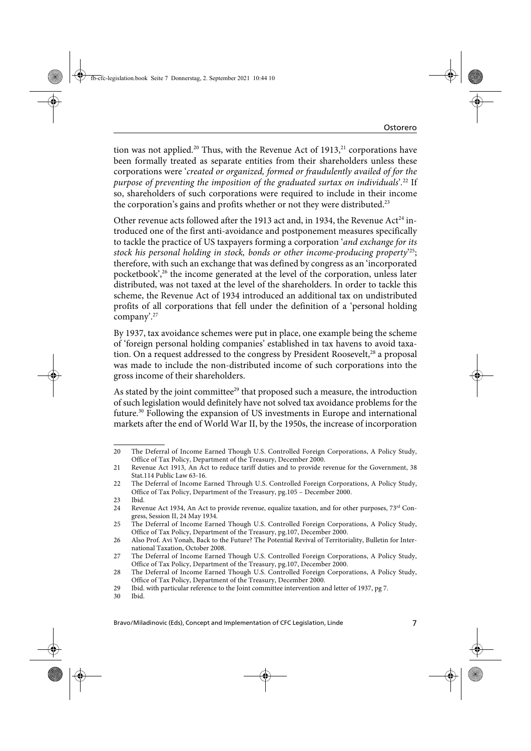tion was not applied.[20] Thus, with the Revenue Act of 1913,[21] corporations have been formally treated as separate entities from their shareholders unless these corporations were '*created or organized, formed or fraudulently availed of for the purpose of preventing the imposition of the graduated surtax on individuals*'.[22] If so, shareholders of such corporations were required to include in their income the corporation's gains and profits whether or not they were distributed.[23]

Other revenue acts followed after the 1913 act and, in 1934, the Revenue Act[24] introduced one of the first anti-avoidance and postponement measures specifically to tackle the practice of US taxpayers forming a corporation '*and exchange for its stock his personal holding in stock, bonds or other income-producing property*'[25]; therefore, with such an exchange that was defined by congress as an 'incorporated pocketbook',[26] the income generated at the level of the corporation, unless later distributed, was not taxed at the level of the shareholders. In order to tackle this scheme, the Revenue Act of 1934 introduced an additional tax on undistributed profits of all corporations that fell under the definition of a 'personal holding company'.[27]

By 1937, tax avoidance schemes were put in place, one example being the scheme of 'foreign personal holding companies' established in tax havens to avoid taxation. On a request addressed to the congress by President Roosevelt,[28] a proposal was made to include the non-distributed income of such corporations into the gross income of their shareholders.

As stated by the joint committee[29] that proposed such a measure, the introduction of such legislation would definitely have not solved tax avoidance problems for the future.[30] Following the expansion of US investments in Europe and international markets after the end of World War II, by the 1950s, the increase of incorporation

---

20 The Deferral of Income Earned Though U.S. Controlled Foreign Corporations, A Policy Study, Office of Tax Policy, Department of the Treasury, December 2000.

21 Revenue Act 1913, An Act to reduce tariff duties and to provide revenue for the Government, 38 Stat.114 Public Law 63-16.

22 The Deferral of Income Earned Through U.S. Controlled Foreign Corporations, A Policy Study, Office of Tax Policy, Department of the Treasury, pg.105 – December 2000.

23 Ibid.

24 Revenue Act 1934, An Act to provide revenue, equalize taxation, and for other purposes, 73rd Congress, Session II, 24 May 1934.

25 The Deferral of Income Earned Though U.S. Controlled Foreign Corporations, A Policy Study, Office of Tax Policy, Department of the Treasury, pg.107, December 2000.

26 Also Prof. Avi Yonah, Back to the Future? The Potential Revival of Territoriality, Bulletin for International Taxation, October 2008.

27 The Deferral of Income Earned Though U.S. Controlled Foreign Corporations, A Policy Study, Office of Tax Policy, Department of the Treasury, pg.107, December 2000.

28 The Deferral of Income Earned Though U.S. Controlled Foreign Corporations, A Policy Study, Office of Tax Policy, Department of the Treasury, December 2000.

29 Ibid. with particular reference to the Joint committee intervention and letter of 1937, pg 7.

30 Ibid.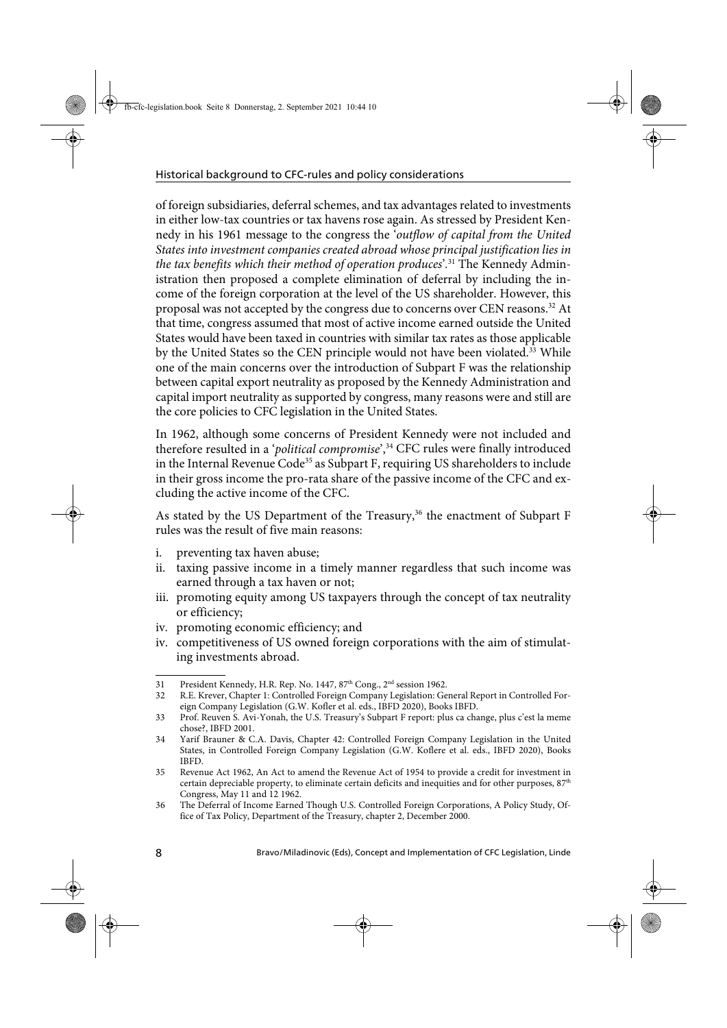of foreign subsidiaries, deferral schemes, and tax advantages related to investments in either low-tax countries or tax havens rose again. As stressed by President Kennedy in his 1961 message to the congress the '*outflow of capital from the United States into investment companies created abroad whose principal justification lies in the tax benefits which their method of operation produces*'.[31] The Kennedy Administration then proposed a complete elimination of deferral by including the income of the foreign corporation at the level of the US shareholder. However, this proposal was not accepted by the congress due to concerns over CEN reasons.[32] At that time, congress assumed that most of active income earned outside the United States would have been taxed in countries with similar tax rates as those applicable by the United States so the CEN principle would not have been violated.[33] While one of the main concerns over the introduction of Subpart F was the relationship between capital export neutrality as proposed by the Kennedy Administration and capital import neutrality as supported by congress, many reasons were and still are the core policies to CFC legislation in the United States.

In 1962, although some concerns of President Kennedy were not included and therefore resulted in a '*political compromise*',[34] CFC rules were finally introduced in the Internal Revenue Code[35] as Subpart F, requiring US shareholders to include in their gross income the pro-rata share of the passive income of the CFC and excluding the active income of the CFC.

As stated by the US Department of the Treasury,[36] the enactment of Subpart F rules was the result of five main reasons:

i. preventing tax haven abuse;
ii. taxing passive income in a timely manner regardless that such income was earned through a tax haven or not;
iii. promoting equity among US taxpayers through the concept of tax neutrality or efficiency;
iv. promoting economic efficiency; and
iv. competitiveness of US owned foreign corporations with the aim of stimulating investments abroad.

---

31 President Kennedy, H.R. Rep. No. 1447, 87th Cong., 2nd session 1962.

32 R.E. Krever, Chapter 1: Controlled Foreign Company Legislation: General Report in Controlled Foreign Company Legislation (G.W. Kofler et al. eds., IBFD 2020), Books IBFD.

33 Prof. Reuven S. Avi-Yonah, the U.S. Treasury's Subpart F report: plus ca change, plus c'est la meme chose?, IBFD 2001.

34 Yarif Brauner & C.A. Davis, Chapter 42: Controlled Foreign Company Legislation in the United States, in Controlled Foreign Company Legislation (G.W. Koflere et al. eds., IBFD 2020), Books IBFD.

35 Revenue Act 1962, An Act to amend the Revenue Act of 1954 to provide a credit for investment in certain depreciable property, to eliminate certain deficits and inequities and for other purposes, 87th Congress, May 11 and 12 1962.

36 The Deferral of Income Earned Though U.S. Controlled Foreign Corporations, A Policy Study, Office of Tax Policy, Department of the Treasury, chapter 2, December 2000.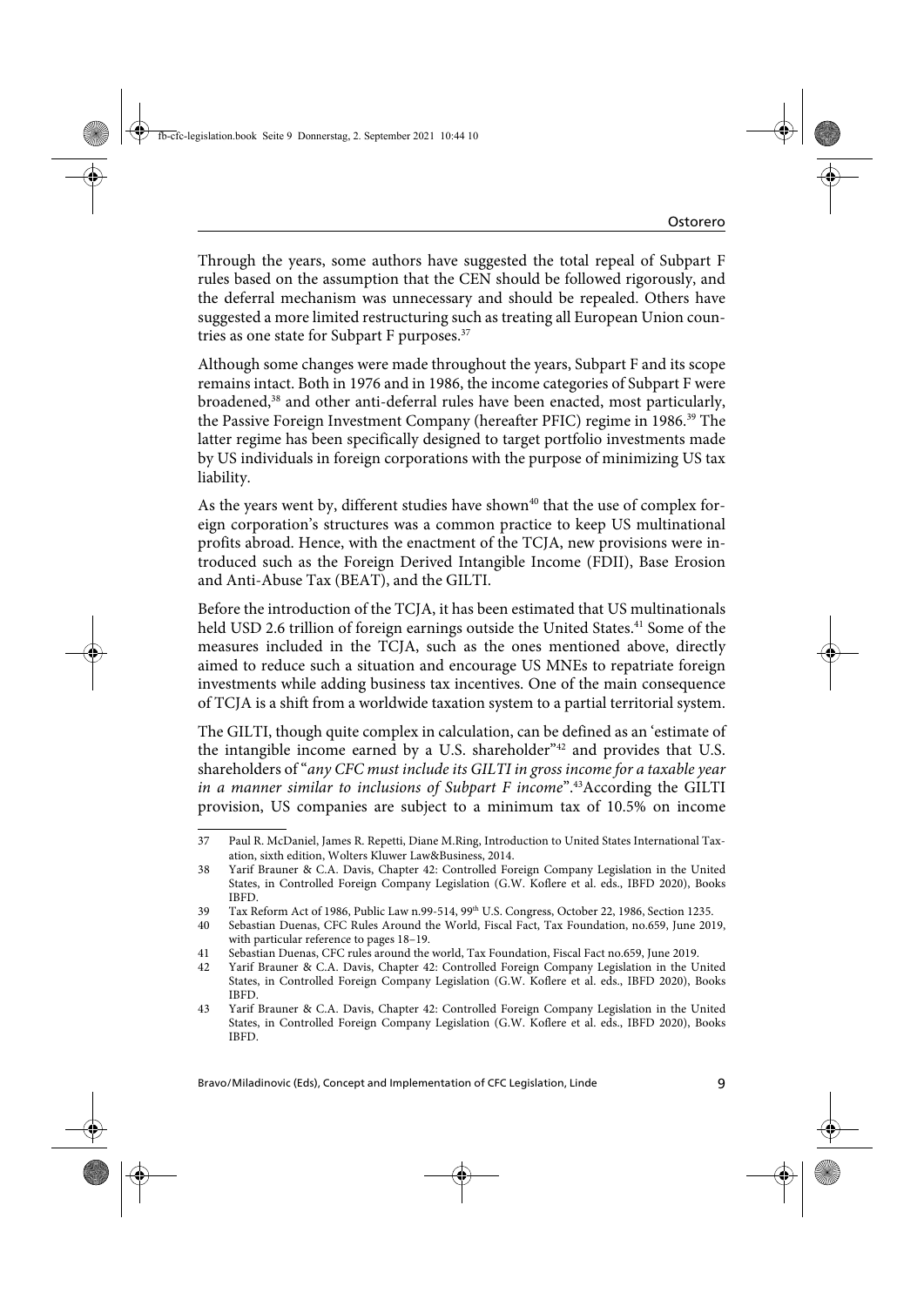Through the years, some authors have suggested the total repeal of Subpart F rules based on the assumption that the CEN should be followed rigorously, and the deferral mechanism was unnecessary and should be repealed. Others have suggested a more limited restructuring such as treating all European Union countries as one state for Subpart F purposes.[37]

Although some changes were made throughout the years, Subpart F and its scope remains intact. Both in 1976 and in 1986, the income categories of Subpart F were broadened,[38] and other anti-deferral rules have been enacted, most particularly, the Passive Foreign Investment Company (hereafter PFIC) regime in 1986.[39] The latter regime has been specifically designed to target portfolio investments made by US individuals in foreign corporations with the purpose of minimizing US tax liability.

As the years went by, different studies have shown[40] that the use of complex foreign corporation's structures was a common practice to keep US multinational profits abroad. Hence, with the enactment of the TCJA, new provisions were introduced such as the Foreign Derived Intangible Income (FDII), Base Erosion and Anti-Abuse Tax (BEAT), and the GILTI.

Before the introduction of the TCJA, it has been estimated that US multinationals held USD 2.6 trillion of foreign earnings outside the United States.[41] Some of the measures included in the TCJA, such as the ones mentioned above, directly aimed to reduce such a situation and encourage US MNEs to repatriate foreign investments while adding business tax incentives. One of the main consequence of TCJA is a shift from a worldwide taxation system to a partial territorial system.

The GILTI, though quite complex in calculation, can be defined as an 'estimate of the intangible income earned by a U.S. shareholder"[42] and provides that U.S. shareholders of "*any CFC must include its GILTI in gross income for a taxable year in a manner similar to inclusions of Subpart F income*".[43]According the GILTI provision, US companies are subject to a minimum tax of 10.5% on income

---

37 Paul R. McDaniel, James R. Repetti, Diane M.Ring, Introduction to United States International Taxation, sixth edition, Wolters Kluwer Law&Business, 2014.

38 Yarif Brauner & C.A. Davis, Chapter 42: Controlled Foreign Company Legislation in the United States, in Controlled Foreign Company Legislation (G.W. Koflere et al. eds., IBFD 2020), Books IBFD.

39 Tax Reform Act of 1986, Public Law n.99-514, 99th U.S. Congress, October 22, 1986, Section 1235.

40 Sebastian Duenas, CFC Rules Around the World, Fiscal Fact, Tax Foundation, no.659, June 2019, with particular reference to pages 18–19.

41 Sebastian Duenas, CFC rules around the world, Tax Foundation, Fiscal Fact no.659, June 2019.

42 Yarif Brauner & C.A. Davis, Chapter 42: Controlled Foreign Company Legislation in the United States, in Controlled Foreign Company Legislation (G.W. Koflere et al. eds., IBFD 2020), Books IBFD.

43 Yarif Brauner & C.A. Davis, Chapter 42: Controlled Foreign Company Legislation in the United States, in Controlled Foreign Company Legislation (G.W. Koflere et al. eds., IBFD 2020), Books IBFD.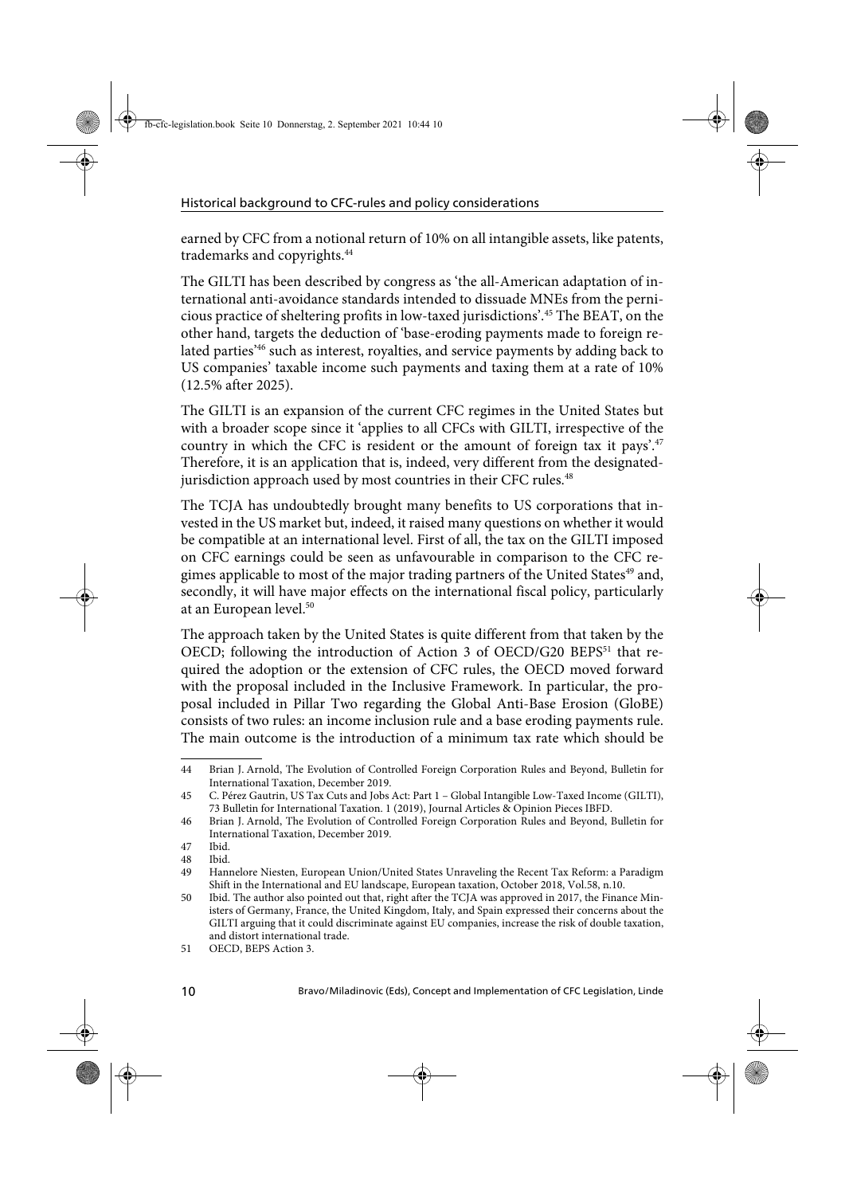earned by CFC from a notional return of 10% on all intangible assets, like patents, trademarks and copyrights.[44]

The GILTI has been described by congress as 'the all-American adaptation of international anti-avoidance standards intended to dissuade MNEs from the pernicious practice of sheltering profits in low-taxed jurisdictions'.[45] The BEAT, on the other hand, targets the deduction of 'base-eroding payments made to foreign related parties'[46] such as interest, royalties, and service payments by adding back to US companies' taxable income such payments and taxing them at a rate of 10% (12.5% after 2025).

The GILTI is an expansion of the current CFC regimes in the United States but with a broader scope since it 'applies to all CFCs with GILTI, irrespective of the country in which the CFC is resident or the amount of foreign tax it pays'.[47] Therefore, it is an application that is, indeed, very different from the designated-jurisdiction approach used by most countries in their CFC rules.[48]

The TCJA has undoubtedly brought many benefits to US corporations that invested in the US market but, indeed, it raised many questions on whether it would be compatible at an international level. First of all, the tax on the GILTI imposed on CFC earnings could be seen as unfavourable in comparison to the CFC regimes applicable to most of the major trading partners of the United States[49] and, secondly, it will have major effects on the international fiscal policy, particularly at an European level.[50]

The approach taken by the United States is quite different from that taken by the OECD; following the introduction of Action 3 of OECD/G20 BEPS[51] that required the adoption or the extension of CFC rules, the OECD moved forward with the proposal included in the Inclusive Framework. In particular, the proposal included in Pillar Two regarding the Global Anti-Base Erosion (GloBE) consists of two rules: an income inclusion rule and a base eroding payments rule. The main outcome is the introduction of a minimum tax rate which should be

---

44 Brian J. Arnold, The Evolution of Controlled Foreign Corporation Rules and Beyond, Bulletin for International Taxation, December 2019.

45 C. Pérez Gautrin, US Tax Cuts and Jobs Act: Part 1 – Global Intangible Low-Taxed Income (GILTI), 73 Bulletin for International Taxation. 1 (2019), Journal Articles & Opinion Pieces IBFD.

46 Brian J. Arnold, The Evolution of Controlled Foreign Corporation Rules and Beyond, Bulletin for International Taxation, December 2019.

47 Ibid.

48 Ibid.

49 Hannelore Niesten, European Union/United States Unraveling the Recent Tax Reform: a Paradigm Shift in the International and EU landscape, European taxation, October 2018, Vol.58, n.10.

50 Ibid. The author also pointed out that, right after the TCJA was approved in 2017, the Finance Ministers of Germany, France, the United Kingdom, Italy, and Spain expressed their concerns about the GILTI arguing that it could discriminate against EU companies, increase the risk of double taxation, and distort international trade.

51 OECD, BEPS Action 3.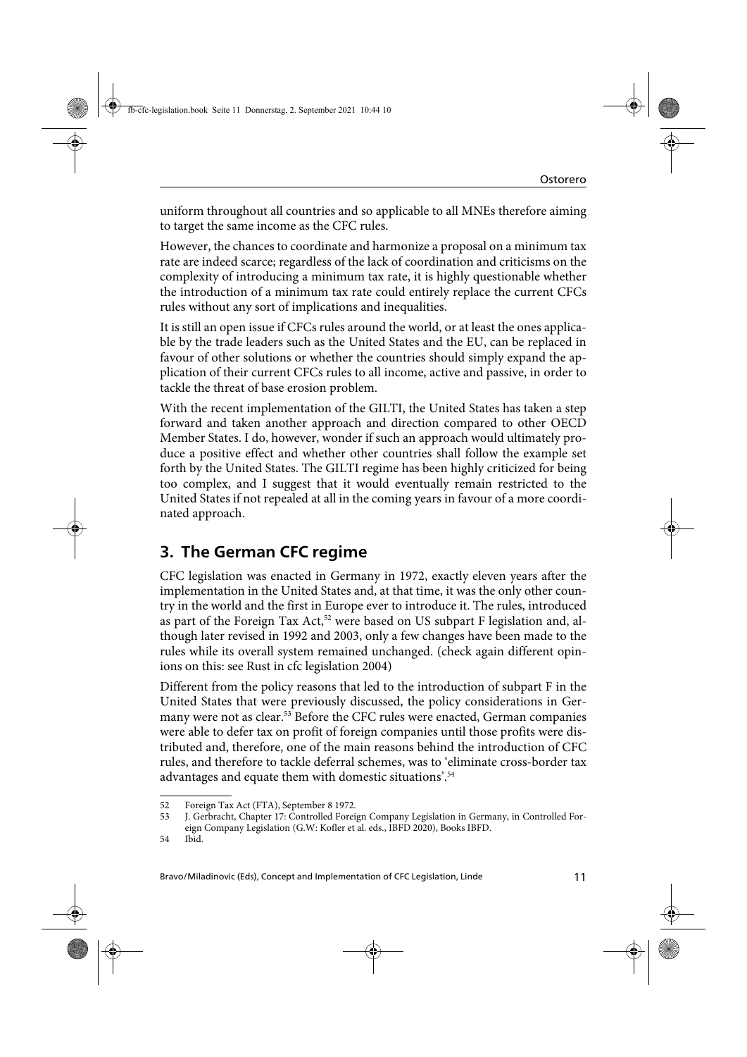uniform throughout all countries and so applicable to all MNEs therefore aiming to target the same income as the CFC rules.

However, the chances to coordinate and harmonize a proposal on a minimum tax rate are indeed scarce; regardless of the lack of coordination and criticisms on the complexity of introducing a minimum tax rate, it is highly questionable whether the introduction of a minimum tax rate could entirely replace the current CFCs rules without any sort of implications and inequalities.

It is still an open issue if CFCs rules around the world, or at least the ones applicable by the trade leaders such as the United States and the EU, can be replaced in favour of other solutions or whether the countries should simply expand the application of their current CFCs rules to all income, active and passive, in order to tackle the threat of base erosion problem.

With the recent implementation of the GILTI, the United States has taken a step forward and taken another approach and direction compared to other OECD Member States. I do, however, wonder if such an approach would ultimately produce a positive effect and whether other countries shall follow the example set forth by the United States. The GILTI regime has been highly criticized for being too complex, and I suggest that it would eventually remain restricted to the United States if not repealed at all in the coming years in favour of a more coordinated approach.

## 3. The German CFC regime

CFC legislation was enacted in Germany in 1972, exactly eleven years after the implementation in the United States and, at that time, it was the only other country in the world and the first in Europe ever to introduce it. The rules, introduced as part of the Foreign Tax Act,[52] were based on US subpart F legislation and, although later revised in 1992 and 2003, only a few changes have been made to the rules while its overall system remained unchanged. (check again different opinions on this: see Rust in cfc legislation 2004)

Different from the policy reasons that led to the introduction of subpart F in the United States that were previously discussed, the policy considerations in Germany were not as clear.[53] Before the CFC rules were enacted, German companies were able to defer tax on profit of foreign companies until those profits were distributed and, therefore, one of the main reasons behind the introduction of CFC rules, and therefore to tackle deferral schemes, was to 'eliminate cross-border tax advantages and equate them with domestic situations'.[54]

---

52 Foreign Tax Act (FTA), September 8 1972.

53 J. Gerbracht, Chapter 17: Controlled Foreign Company Legislation in Germany, in Controlled Foreign Company Legislation (G.W: Kofler et al. eds., IBFD 2020), Books IBFD.

54 Ibid.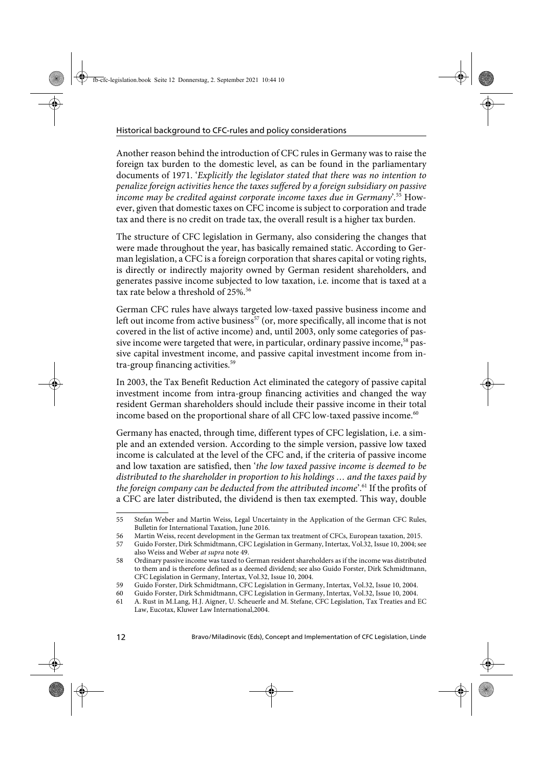Another reason behind the introduction of CFC rules in Germany was to raise the foreign tax burden to the domestic level, as can be found in the parliamentary documents of 1971. '*Explicitly the legislator stated that there was no intention to penalize foreign activities hence the taxes suffered by a foreign subsidiary on passive income may be credited against corporate income taxes due in Germany*'.[55] However, given that domestic taxes on CFC income is subject to corporation and trade tax and there is no credit on trade tax, the overall result is a higher tax burden.

The structure of CFC legislation in Germany, also considering the changes that were made throughout the year, has basically remained static. According to German legislation, a CFC is a foreign corporation that shares capital or voting rights, is directly or indirectly majority owned by German resident shareholders, and generates passive income subjected to low taxation, i.e. income that is taxed at a tax rate below a threshold of 25%.[56]

German CFC rules have always targeted low-taxed passive business income and left out income from active business[57] (or, more specifically, all income that is not covered in the list of active income) and, until 2003, only some categories of passive income were targeted that were, in particular, ordinary passive income,[58] passive capital investment income, and passive capital investment income from intra-group financing activities.[59]

In 2003, the Tax Benefit Reduction Act eliminated the category of passive capital investment income from intra-group financing activities and changed the way resident German shareholders should include their passive income in their total income based on the proportional share of all CFC low-taxed passive income.[60]

Germany has enacted, through time, different types of CFC legislation, i.e. a simple and an extended version. According to the simple version, passive low taxed income is calculated at the level of the CFC and, if the criteria of passive income and low taxation are satisfied, then '*the low taxed passive income is deemed to be distributed to the shareholder in proportion to his holdings … and the taxes paid by the foreign company can be deducted from the attributed income*'.[61] If the profits of a CFC are later distributed, the dividend is then tax exempted. This way, double

---

55 Stefan Weber and Martin Weiss, Legal Uncertainty in the Application of the German CFC Rules, Bulletin for International Taxation, June 2016.

56 Martin Weiss, recent development in the German tax treatment of CFCs, European taxation, 2015.

57 Guido Forster, Dirk Schmidtmann, CFC Legislation in Germany, Intertax, Vol.32, Issue 10, 2004; see also Weiss and Weber *at supra* note 49.

58 Ordinary passive income was taxed to German resident shareholders as if the income was distributed to them and is therefore defined as a deemed dividend; see also Guido Forster, Dirk Schmidtmann, CFC Legislation in Germany, Intertax, Vol.32, Issue 10, 2004.

59 Guido Forster, Dirk Schmidtmann, CFC Legislation in Germany, Intertax, Vol.32, Issue 10, 2004.

60 Guido Forster, Dirk Schmidtmann, CFC Legislation in Germany, Intertax, Vol.32, Issue 10, 2004.

61 A. Rust in M.Lang, H.J. Aigner, U. Scheuerle and M. Stefane, CFC Legislation, Tax Treaties and EC Law, Eucotax, Kluwer Law International,2004.